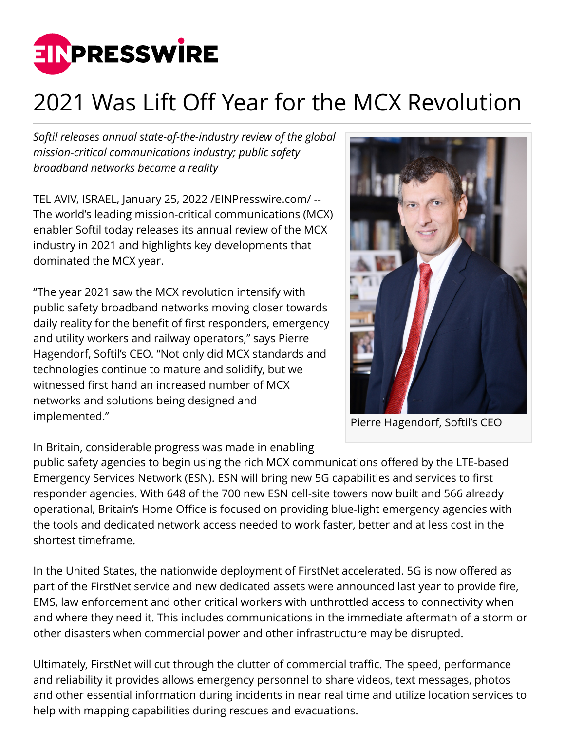# 2021 Was Lift Off Year for the MCX Revolution

*Softil releases annual state-of-the-industry review of the global mission-critical communications industry; public safety broadband networks became a reality*

TEL AVIV, ISRAEL, January 25, 2022 /EINPresswire.com/ -- The world's leading mission-critical communications (MCX) enabler Softil today releases its annual review of the MCX industry in 2021 and highlights key developments that dominated the MCX year.

"The year 2021 saw the MCX revolution intensify with public safety broadband networks moving closer towards daily reality for the benefit of first responders, emergency and utility workers and railway operators," says Pierre Hagendorf, Softil's CEO. "Not only did MCX standards and technologies continue to mature and solidify, but we witnessed first hand an increased number of MCX networks and solutions being designed and implemented."

Pierre Hagendorf, Softil's CEO

In Britain, considerable progress was made in enabling public safety agencies to begin using the rich MCX communications offered by the LTE-based Emergency Services Network (ESN). ESN will bring new 5G capabilities and services to first responder agencies. With 648 of the 700 new ESN cell-site towers now built and 566 already operational, Britain's Home Office is focused on providing blue-light emergency agencies with the tools and dedicated network access needed to work faster, better and at less cost in the shortest timeframe.

In the United States, the nationwide deployment of FirstNet accelerated. 5G is now offered as part of the FirstNet service and new dedicated assets were announced last year to provide fire, EMS, law enforcement and other critical workers with unthrottled access to connectivity when and where they need it. This includes communications in the immediate aftermath of a storm or other disasters when commercial power and other infrastructure may be disrupted.

Ultimately, FirstNet will cut through the clutter of commercial traffic. The speed, performance and reliability it provides allows emergency personnel to share videos, text messages, photos and other essential information during incidents in near real time and utilize location services to help with mapping capabilities during rescues and evacuations.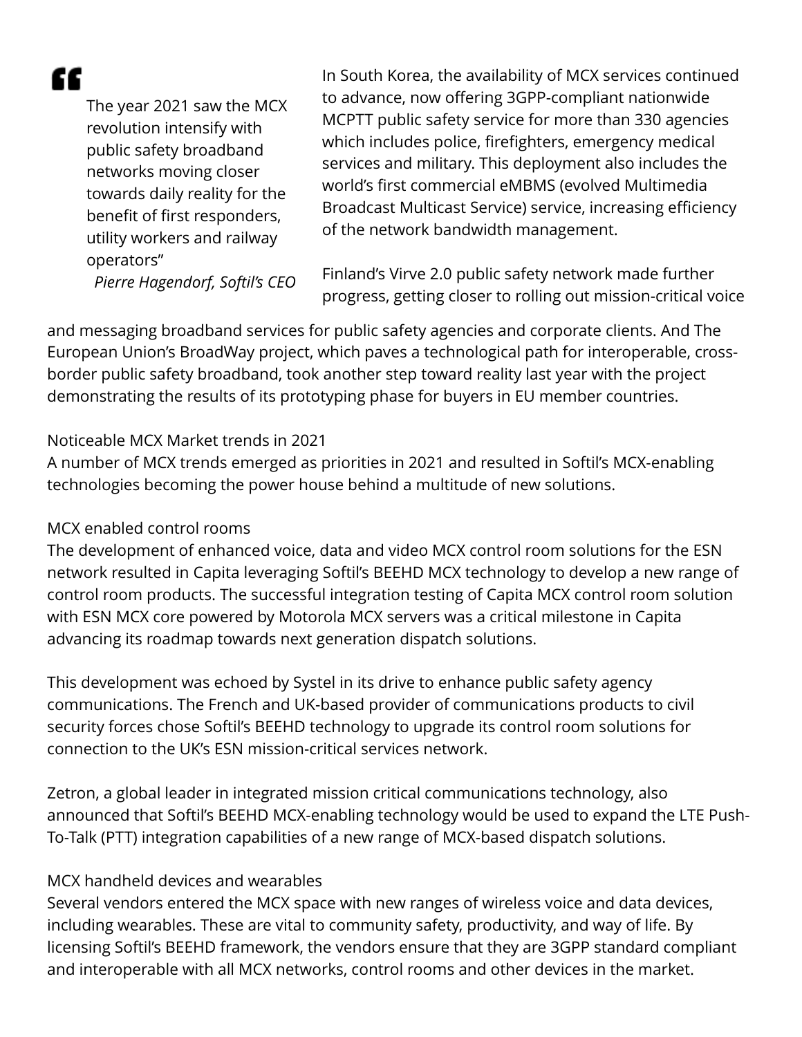> "The year 2021 saw the MCX revolution intensify with public safety broadband networks moving closer towards daily reality for the benefit of first responders, utility workers and railway operators"
>
> *Pierre Hagendorf, Softil's CEO*

In South Korea, the availability of MCX services continued to advance, now offering 3GPP-compliant nationwide MCPTT public safety service for more than 330 agencies which includes police, firefighters, emergency medical services and military. This deployment also includes the world's first commercial eMBMS (evolved Multimedia Broadcast Multicast Service) service, increasing efficiency of the network bandwidth management.

Finland's Virve 2.0 public safety network made further progress, getting closer to rolling out mission-critical voice and messaging broadband services for public safety agencies and corporate clients. And The European Union's BroadWay project, which paves a technological path for interoperable, cross-border public safety broadband, took another step toward reality last year with the project demonstrating the results of its prototyping phase for buyers in EU member countries.

## Noticeable MCX Market trends in 2021

A number of MCX trends emerged as priorities in 2021 and resulted in Softil's MCX-enabling technologies becoming the power house behind a multitude of new solutions.

### MCX enabled control rooms

The development of enhanced voice, data and video MCX control room solutions for the ESN network resulted in Capita leveraging Softil's BEEHD MCX technology to develop a new range of control room products. The successful integration testing of Capita MCX control room solution with ESN MCX core powered by Motorola MCX servers was a critical milestone in Capita advancing its roadmap towards next generation dispatch solutions.

This development was echoed by Systel in its drive to enhance public safety agency communications. The French and UK-based provider of communications products to civil security forces chose Softil's BEEHD technology to upgrade its control room solutions for connection to the UK's ESN mission-critical services network.

Zetron, a global leader in integrated mission critical communications technology, also announced that Softil's BEEHD MCX-enabling technology would be used to expand the LTE Push-To-Talk (PTT) integration capabilities of a new range of MCX-based dispatch solutions.

### MCX handheld devices and wearables

Several vendors entered the MCX space with new ranges of wireless voice and data devices, including wearables. These are vital to community safety, productivity, and way of life. By licensing Softil's BEEHD framework, the vendors ensure that they are 3GPP standard compliant and interoperable with all MCX networks, control rooms and other devices in the market.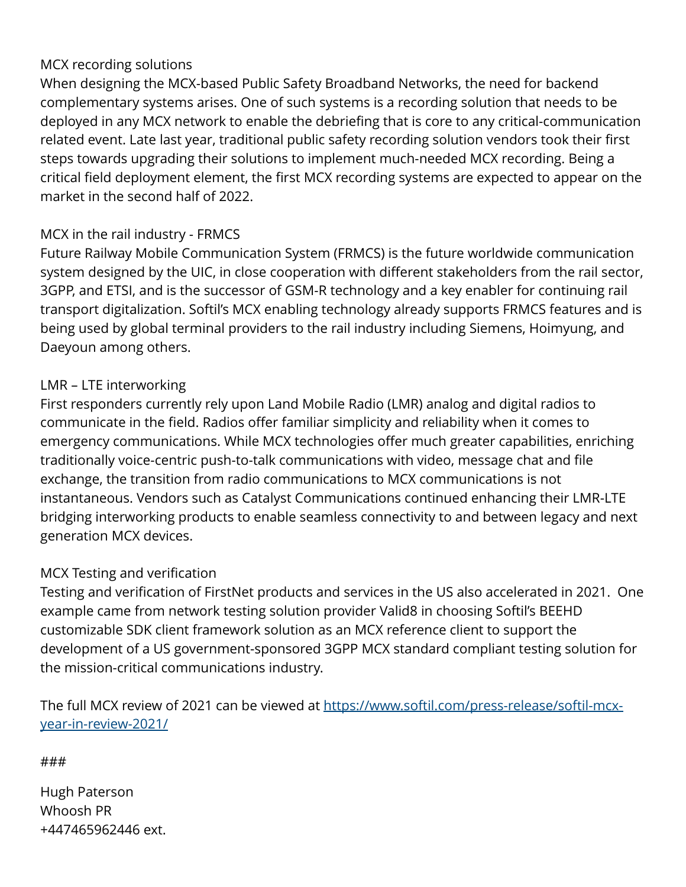## MCX recording solutions

When designing the MCX-based Public Safety Broadband Networks, the need for backend complementary systems arises. One of such systems is a recording solution that needs to be deployed in any MCX network to enable the debriefing that is core to any critical-communication related event. Late last year, traditional public safety recording solution vendors took their first steps towards upgrading their solutions to implement much-needed MCX recording. Being a critical field deployment element, the first MCX recording systems are expected to appear on the market in the second half of 2022.

## MCX in the rail industry - FRMCS

Future Railway Mobile Communication System (FRMCS) is the future worldwide communication system designed by the UIC, in close cooperation with different stakeholders from the rail sector, 3GPP, and ETSI, and is the successor of GSM-R technology and a key enabler for continuing rail transport digitalization. Softil's MCX enabling technology already supports FRMCS features and is being used by global terminal providers to the rail industry including Siemens, Hoimyung, and Daeyoun among others.

## LMR – LTE interworking

First responders currently rely upon Land Mobile Radio (LMR) analog and digital radios to communicate in the field. Radios offer familiar simplicity and reliability when it comes to emergency communications. While MCX technologies offer much greater capabilities, enriching traditionally voice-centric push-to-talk communications with video, message chat and file exchange, the transition from radio communications to MCX communications is not instantaneous. Vendors such as Catalyst Communications continued enhancing their LMR-LTE bridging interworking products to enable seamless connectivity to and between legacy and next generation MCX devices.

## MCX Testing and verification

Testing and verification of FirstNet products and services in the US also accelerated in 2021. One example came from network testing solution provider Valid8 in choosing Softil's BEEHD customizable SDK client framework solution as an MCX reference client to support the development of a US government-sponsored 3GPP MCX standard compliant testing solution for the mission-critical communications industry.

The full MCX review of 2021 can be viewed at [https://www.softil.com/press-release/softil-mcx-year-in-review-2021/](https://www.softil.com/press-release/softil-mcx-year-in-review-2021/)

###

Hugh Paterson
Whoosh PR
+447465962446 ext.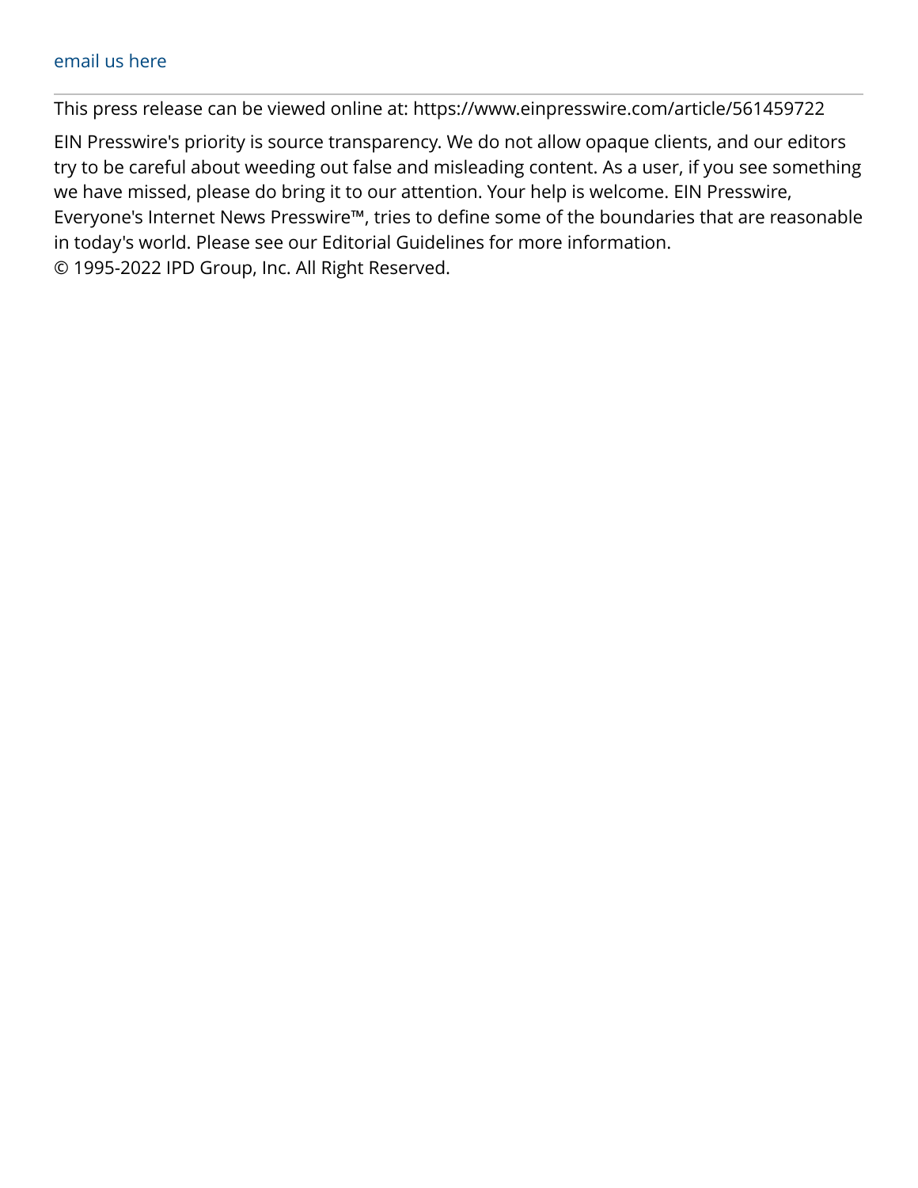email us here

---

This press release can be viewed online at: https://www.einpresswire.com/article/561459722

EIN Presswire's priority is source transparency. We do not allow opaque clients, and our editors try to be careful about weeding out false and misleading content. As a user, if you see something we have missed, please do bring it to our attention. Your help is welcome. EIN Presswire, Everyone's Internet News Presswire™, tries to define some of the boundaries that are reasonable in today's world. Please see our Editorial Guidelines for more information.
© 1995-2022 IPD Group, Inc. All Right Reserved.